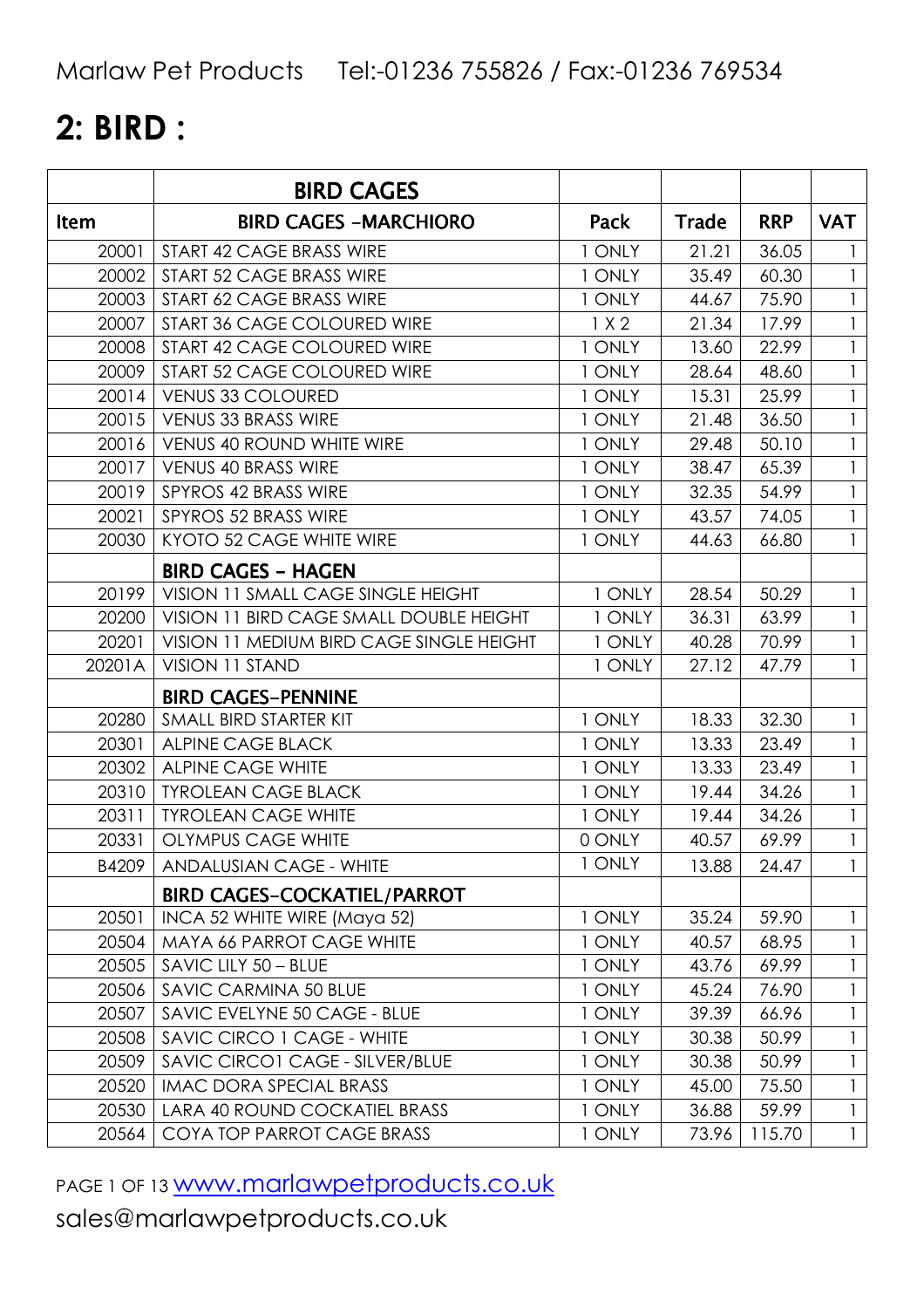Marlaw Pet Products Tel:-01236 755826 / Fax:-01236 769534

# 2: BIRD :

| | BIRD CAGES | | | | |
|---|---|---|---|---|---|
| Item | BIRD CAGES -MARCHIORO | Pack | Trade | RRP | VAT |
| 20001 | START 42 CAGE BRASS WIRE | 1 ONLY | 21.21 | 36.05 | 1 |
| 20002 | START 52 CAGE BRASS WIRE | 1 ONLY | 35.49 | 60.30 | 1 |
| 20003 | START 62 CAGE BRASS WIRE | 1 ONLY | 44.67 | 75.90 | 1 |
| 20007 | START 36 CAGE COLOURED WIRE | 1 X 2 | 21.34 | 17.99 | 1 |
| 20008 | START 42 CAGE COLOURED WIRE | 1 ONLY | 13.60 | 22.99 | 1 |
| 20009 | START 52 CAGE COLOURED WIRE | 1 ONLY | 28.64 | 48.60 | 1 |
| 20014 | VENUS 33 COLOURED | 1 ONLY | 15.31 | 25.99 | 1 |
| 20015 | VENUS 33 BRASS WIRE | 1 ONLY | 21.48 | 36.50 | 1 |
| 20016 | VENUS 40 ROUND WHITE WIRE | 1 ONLY | 29.48 | 50.10 | 1 |
| 20017 | VENUS 40 BRASS WIRE | 1 ONLY | 38.47 | 65.39 | 1 |
| 20019 | SPYROS 42 BRASS WIRE | 1 ONLY | 32.35 | 54.99 | 1 |
| 20021 | SPYROS 52 BRASS WIRE | 1 ONLY | 43.57 | 74.05 | 1 |
| 20030 | KYOTO 52 CAGE WHITE WIRE | 1 ONLY | 44.63 | 66.80 | 1 |
| | **BIRD CAGES – HAGEN** | | | | |
| 20199 | VISION 11 SMALL CAGE SINGLE HEIGHT | 1 ONLY | 28.54 | 50.29 | 1 |
| 20200 | VISION 11 BIRD CAGE SMALL DOUBLE HEIGHT | 1 ONLY | 36.31 | 63.99 | 1 |
| 20201 | VISION 11 MEDIUM BIRD CAGE SINGLE HEIGHT | 1 ONLY | 40.28 | 70.99 | 1 |
| 20201A | VISION 11 STAND | 1 ONLY | 27.12 | 47.79 | 1 |
| | **BIRD CAGES–PENNINE** | | | | |
| 20280 | SMALL BIRD STARTER KIT | 1 ONLY | 18.33 | 32.30 | 1 |
| 20301 | ALPINE CAGE BLACK | 1 ONLY | 13.33 | 23.49 | 1 |
| 20302 | ALPINE CAGE WHITE | 1 ONLY | 13.33 | 23.49 | 1 |
| 20310 | TYROLEAN CAGE BLACK | 1 ONLY | 19.44 | 34.26 | 1 |
| 20311 | TYROLEAN CAGE WHITE | 1 ONLY | 19.44 | 34.26 | 1 |
| 20331 | OLYMPUS CAGE WHITE | 0 ONLY | 40.57 | 69.99 | 1 |
| B4209 | ANDALUSIAN CAGE - WHITE | 1 ONLY | 13.88 | 24.47 | 1 |
| | **BIRD CAGES–COCKATIEL/PARROT** | | | | |
| 20501 | INCA 52 WHITE WIRE (Maya 52) | 1 ONLY | 35.24 | 59.90 | 1 |
| 20504 | MAYA 66 PARROT CAGE WHITE | 1 ONLY | 40.57 | 68.95 | 1 |
| 20505 | SAVIC LILY 50 – BLUE | 1 ONLY | 43.76 | 69.99 | 1 |
| 20506 | SAVIC CARMINA 50 BLUE | 1 ONLY | 45.24 | 76.90 | 1 |
| 20507 | SAVIC EVELYNE 50 CAGE - BLUE | 1 ONLY | 39.39 | 66.96 | 1 |
| 20508 | SAVIC CIRCO 1 CAGE - WHITE | 1 ONLY | 30.38 | 50.99 | 1 |
| 20509 | SAVIC CIRCO1 CAGE - SILVER/BLUE | 1 ONLY | 30.38 | 50.99 | 1 |
| 20520 | IMAC DORA SPECIAL BRASS | 1 ONLY | 45.00 | 75.50 | 1 |
| 20530 | LARA 40 ROUND COCKATIEL BRASS | 1 ONLY | 36.88 | 59.99 | 1 |
| 20564 | COYA TOP PARROT CAGE BRASS | 1 ONLY | 73.96 | 115.70 | 1 |

www.marlawpetproducts.co.uk

sales@marlawpetproducts.co.uk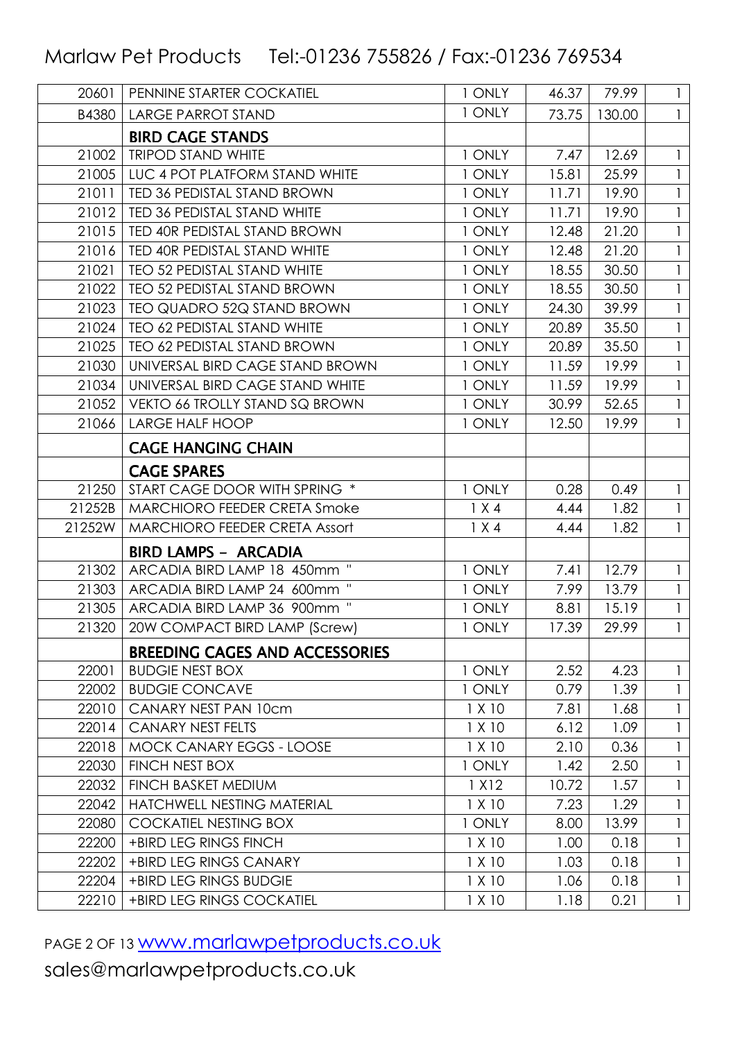Marlaw Pet Products Tel:-01236 755826 / Fax:-01236 769534

| | | | | | |
|---|---|---|---|---|---|
| 20601 | PENNINE STARTER COCKATIEL | 1 ONLY | 46.37 | 79.99 | 1 |
| B4380 | LARGE PARROT STAND | 1 ONLY | 73.75 | 130.00 | 1 |
| | **BIRD CAGE STANDS** | | | | |
| 21002 | TRIPOD STAND WHITE | 1 ONLY | 7.47 | 12.69 | 1 |
| 21005 | LUC 4 POT PLATFORM STAND WHITE | 1 ONLY | 15.81 | 25.99 | 1 |
| 21011 | TED 36 PEDISTAL STAND BROWN | 1 ONLY | 11.71 | 19.90 | 1 |
| 21012 | TED 36 PEDISTAL STAND WHITE | 1 ONLY | 11.71 | 19.90 | 1 |
| 21015 | TED 40R PEDISTAL STAND BROWN | 1 ONLY | 12.48 | 21.20 | 1 |
| 21016 | TED 40R PEDISTAL STAND WHITE | 1 ONLY | 12.48 | 21.20 | 1 |
| 21021 | TEO 52 PEDISTAL STAND WHITE | 1 ONLY | 18.55 | 30.50 | 1 |
| 21022 | TEO 52 PEDISTAL STAND BROWN | 1 ONLY | 18.55 | 30.50 | 1 |
| 21023 | TEO QUADRO 52Q STAND BROWN | 1 ONLY | 24.30 | 39.99 | 1 |
| 21024 | TEO 62 PEDISTAL STAND WHITE | 1 ONLY | 20.89 | 35.50 | 1 |
| 21025 | TEO 62 PEDISTAL STAND BROWN | 1 ONLY | 20.89 | 35.50 | 1 |
| 21030 | UNIVERSAL BIRD CAGE STAND BROWN | 1 ONLY | 11.59 | 19.99 | 1 |
| 21034 | UNIVERSAL BIRD CAGE STAND WHITE | 1 ONLY | 11.59 | 19.99 | 1 |
| 21052 | VEKTO 66 TROLLY STAND SQ BROWN | 1 ONLY | 30.99 | 52.65 | 1 |
| 21066 | LARGE HALF HOOP | 1 ONLY | 12.50 | 19.99 | 1 |
| | **CAGE HANGING CHAIN** | | | | |
| | **CAGE SPARES** | | | | |
| 21250 | START CAGE DOOR WITH SPRING * | 1 ONLY | 0.28 | 0.49 | 1 |
| 21252B | MARCHIORO FEEDER CRETA Smoke | 1 X 4 | 4.44 | 1.82 | 1 |
| 21252W | MARCHIORO FEEDER CRETA Assort | 1 X 4 | 4.44 | 1.82 | 1 |
| | **BIRD LAMPS – ARCADIA** | | | | |
| 21302 | ARCADIA BIRD LAMP 18 450mm " | 1 ONLY | 7.41 | 12.79 | 1 |
| 21303 | ARCADIA BIRD LAMP 24 600mm " | 1 ONLY | 7.99 | 13.79 | 1 |
| 21305 | ARCADIA BIRD LAMP 36 900mm " | 1 ONLY | 8.81 | 15.19 | 1 |
| 21320 | 20W COMPACT BIRD LAMP (Screw) | 1 ONLY | 17.39 | 29.99 | 1 |
| | **BREEDING CAGES AND ACCESSORIES** | | | | |
| 22001 | BUDGIE NEST BOX | 1 ONLY | 2.52 | 4.23 | 1 |
| 22002 | BUDGIE CONCAVE | 1 ONLY | 0.79 | 1.39 | 1 |
| 22010 | CANARY NEST PAN 10cm | 1 X 10 | 7.81 | 1.68 | 1 |
| 22014 | CANARY NEST FELTS | 1 X 10 | 6.12 | 1.09 | 1 |
| 22018 | MOCK CANARY EGGS - LOOSE | 1 X 10 | 2.10 | 0.36 | 1 |
| 22030 | FINCH NEST BOX | 1 ONLY | 1.42 | 2.50 | 1 |
| 22032 | FINCH BASKET MEDIUM | 1 X12 | 10.72 | 1.57 | 1 |
| 22042 | HATCHWELL NESTING MATERIAL | 1 X 10 | 7.23 | 1.29 | 1 |
| 22080 | COCKATIEL NESTING BOX | 1 ONLY | 8.00 | 13.99 | 1 |
| 22200 | +BIRD LEG RINGS FINCH | 1 X 10 | 1.00 | 0.18 | 1 |
| 22202 | +BIRD LEG RINGS CANARY | 1 X 10 | 1.03 | 0.18 | 1 |
| 22204 | +BIRD LEG RINGS BUDGIE | 1 X 10 | 1.06 | 0.18 | 1 |
| 22210 | +BIRD LEG RINGS COCKATIEL | 1 X 10 | 1.18 | 0.21 | 1 |

www.marlawpetproducts.co.uk

sales@marlawpetproducts.co.uk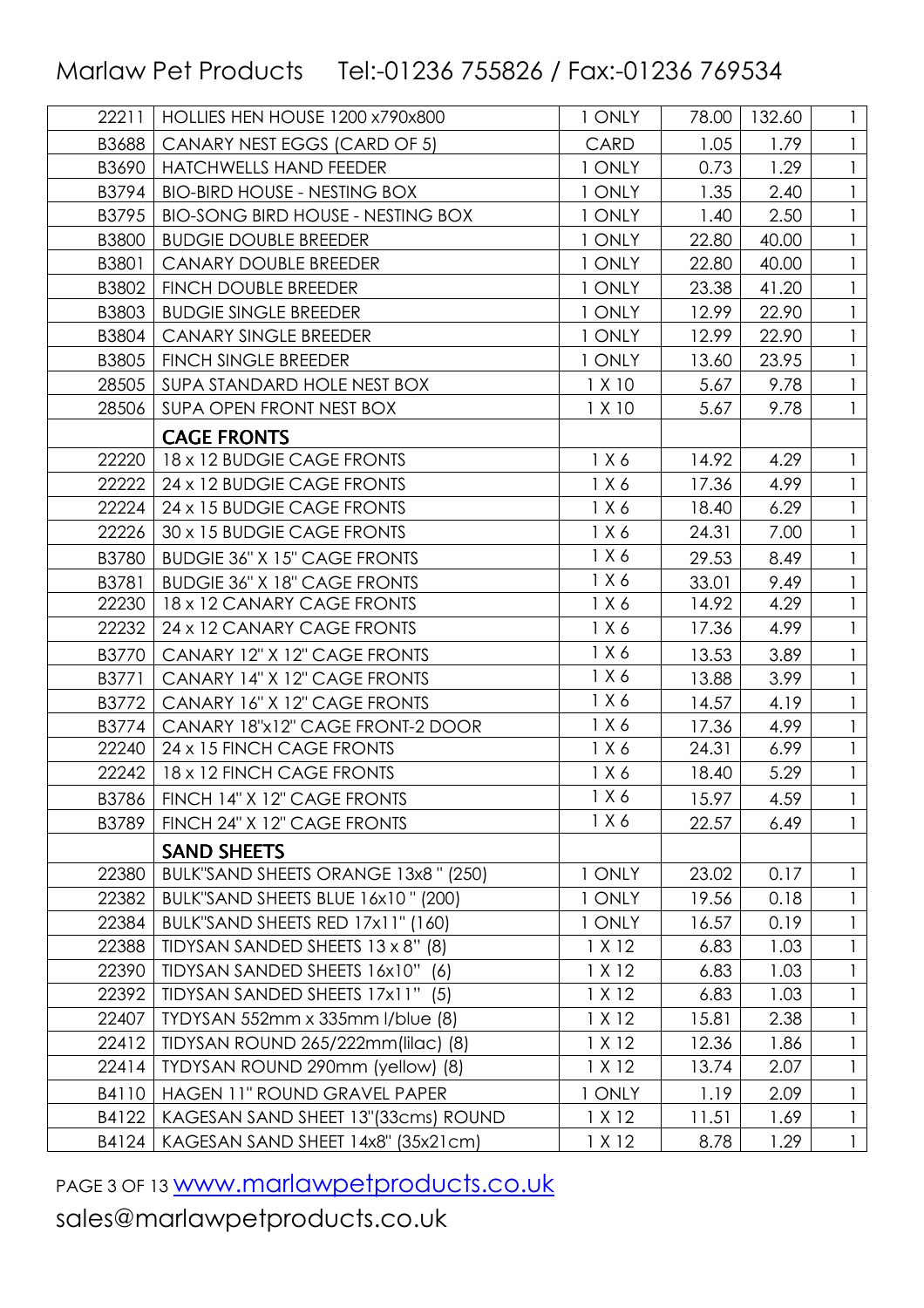Marlaw Pet Products Tel:-01236 755826 / Fax:-01236 769534

| | | | | | |
|---|---|---|---|---|---|
| 22211 | HOLLIES HEN HOUSE 1200 x790x800 | 1 ONLY | 78.00 | 132.60 | 1 |
| B3688 | CANARY NEST EGGS (CARD OF 5) | CARD | 1.05 | 1.79 | 1 |
| B3690 | HATCHWELLS HAND FEEDER | 1 ONLY | 0.73 | 1.29 | 1 |
| B3794 | BIO-BIRD HOUSE - NESTING BOX | 1 ONLY | 1.35 | 2.40 | 1 |
| B3795 | BIO-SONG BIRD HOUSE - NESTING BOX | 1 ONLY | 1.40 | 2.50 | 1 |
| B3800 | BUDGIE DOUBLE BREEDER | 1 ONLY | 22.80 | 40.00 | 1 |
| B3801 | CANARY DOUBLE BREEDER | 1 ONLY | 22.80 | 40.00 | 1 |
| B3802 | FINCH DOUBLE BREEDER | 1 ONLY | 23.38 | 41.20 | 1 |
| B3803 | BUDGIE SINGLE BREEDER | 1 ONLY | 12.99 | 22.90 | 1 |
| B3804 | CANARY SINGLE BREEDER | 1 ONLY | 12.99 | 22.90 | 1 |
| B3805 | FINCH SINGLE BREEDER | 1 ONLY | 13.60 | 23.95 | 1 |
| 28505 | SUPA STANDARD HOLE NEST BOX | 1 X 10 | 5.67 | 9.78 | 1 |
| 28506 | SUPA OPEN FRONT NEST BOX | 1 X 10 | 5.67 | 9.78 | 1 |
| | **CAGE FRONTS** | | | | |
| 22220 | 18 x 12 BUDGIE CAGE FRONTS | 1 X 6 | 14.92 | 4.29 | 1 |
| 22222 | 24 x 12 BUDGIE CAGE FRONTS | 1 X 6 | 17.36 | 4.99 | 1 |
| 22224 | 24 x 15 BUDGIE CAGE FRONTS | 1 X 6 | 18.40 | 6.29 | 1 |
| 22226 | 30 x 15 BUDGIE CAGE FRONTS | 1 X 6 | 24.31 | 7.00 | 1 |
| B3780 | BUDGIE 36" X 15" CAGE FRONTS | 1 X 6 | 29.53 | 8.49 | 1 |
| B3781 | BUDGIE 36" X 18" CAGE FRONTS | 1 X 6 | 33.01 | 9.49 | 1 |
| 22230 | 18 x 12 CANARY CAGE FRONTS | 1 X 6 | 14.92 | 4.29 | 1 |
| 22232 | 24 x 12 CANARY CAGE FRONTS | 1 X 6 | 17.36 | 4.99 | 1 |
| B3770 | CANARY 12" X 12" CAGE FRONTS | 1 X 6 | 13.53 | 3.89 | 1 |
| B3771 | CANARY 14" X 12" CAGE FRONTS | 1 X 6 | 13.88 | 3.99 | 1 |
| B3772 | CANARY 16" X 12" CAGE FRONTS | 1 X 6 | 14.57 | 4.19 | 1 |
| B3774 | CANARY 18"x12" CAGE FRONT-2 DOOR | 1 X 6 | 17.36 | 4.99 | 1 |
| 22240 | 24 x 15 FINCH CAGE FRONTS | 1 X 6 | 24.31 | 6.99 | 1 |
| 22242 | 18 x 12 FINCH CAGE FRONTS | 1 X 6 | 18.40 | 5.29 | 1 |
| B3786 | FINCH 14" X 12" CAGE FRONTS | 1 X 6 | 15.97 | 4.59 | 1 |
| B3789 | FINCH 24" X 12" CAGE FRONTS | 1 X 6 | 22.57 | 6.49 | 1 |
| | **SAND SHEETS** | | | | |
| 22380 | BULK"SAND SHEETS ORANGE 13x8 " (250) | 1 ONLY | 23.02 | 0.17 | 1 |
| 22382 | BULK"SAND SHEETS BLUE 16x10 " (200) | 1 ONLY | 19.56 | 0.18 | 1 |
| 22384 | BULK"SAND SHEETS RED 17x11" (160) | 1 ONLY | 16.57 | 0.19 | 1 |
| 22388 | TIDYSAN SANDED SHEETS 13 x 8" (8) | 1 X 12 | 6.83 | 1.03 | 1 |
| 22390 | TIDYSAN SANDED SHEETS 16x10" (6) | 1 X 12 | 6.83 | 1.03 | 1 |
| 22392 | TIDYSAN SANDED SHEETS 17x11" (5) | 1 X 12 | 6.83 | 1.03 | 1 |
| 22407 | TYDYSAN 552mm x 335mm l/blue (8) | 1 X 12 | 15.81 | 2.38 | 1 |
| 22412 | TIDYSAN ROUND 265/222mm(lilac) (8) | 1 X 12 | 12.36 | 1.86 | 1 |
| 22414 | TYDYSAN ROUND 290mm (yellow) (8) | 1 X 12 | 13.74 | 2.07 | 1 |
| B4110 | HAGEN 11" ROUND GRAVEL PAPER | 1 ONLY | 1.19 | 2.09 | 1 |
| B4122 | KAGESAN SAND SHEET 13"(33cms) ROUND | 1 X 12 | 11.51 | 1.69 | 1 |
| B4124 | KAGESAN SAND SHEET 14x8" (35x21cm) | 1 X 12 | 8.78 | 1.29 | 1 |

www.marlawpetproducts.co.uk

sales@marlawpetproducts.co.uk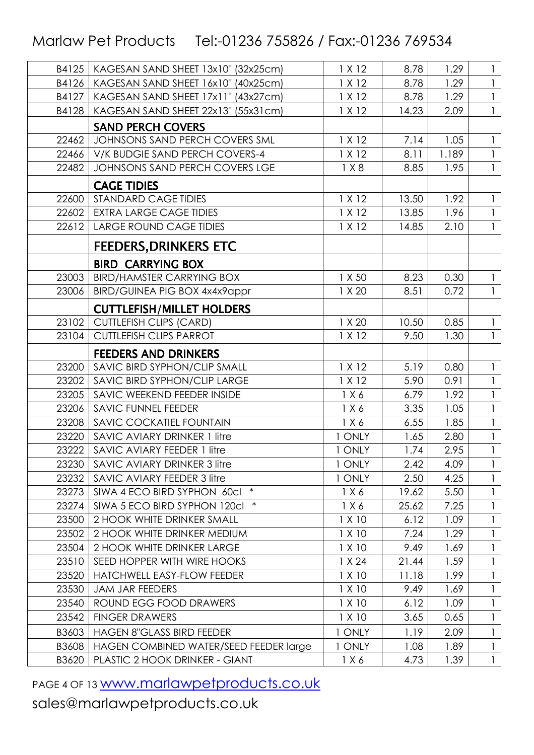| | | | | | |
|---|---|---|---|---|---|
| B4125 | KAGESAN SAND SHEET 13x10" (32x25cm) | 1 X 12 | 8.78 | 1.29 | 1 |
| B4126 | KAGESAN SAND SHEET 16x10" (40x25cm) | 1 X 12 | 8.78 | 1.29 | 1 |
| B4127 | KAGESAN SAND SHEET 17x11" (43x27cm) | 1 X 12 | 8.78 | 1.29 | 1 |
| B4128 | KAGESAN SAND SHEET 22x13" (55x31cm) | 1 X 12 | 14.23 | 2.09 | 1 |
| | **SAND PERCH COVERS** | | | | |
| 22462 | JOHNSONS SAND PERCH COVERS SML | 1 X 12 | 7.14 | 1.05 | 1 |
| 22466 | V/K BUDGIE SAND PERCH COVERS-4 | 1 X 12 | 8.11 | 1.189 | 1 |
| 22482 | JOHNSONS SAND PERCH COVERS LGE | 1 X 8 | 8.85 | 1.95 | 1 |
| | **CAGE TIDIES** | | | | |
| 22600 | STANDARD CAGE TIDIES | 1 X 12 | 13.50 | 1.92 | 1 |
| 22602 | EXTRA LARGE CAGE TIDIES | 1 X 12 | 13.85 | 1.96 | 1 |
| 22612 | LARGE ROUND CAGE TIDIES | 1 X 12 | 14.85 | 2.10 | 1 |
| | **FEEDERS,DRINKERS ETC** | | | | |
| | **BIRD CARRYING BOX** | | | | |
| 23003 | BIRD/HAMSTER CARRYING BOX | 1 X 50 | 8.23 | 0.30 | 1 |
| 23006 | BIRD/GUINEA PIG BOX 4x4x9appr | 1 X 20 | 8.51 | 0.72 | 1 |
| | **CUTTLEFISH/MILLET HOLDERS** | | | | |
| 23102 | CUTTLEFISH CLIPS (CARD) | 1 X 20 | 10.50 | 0.85 | 1 |
| 23104 | CUTTLEFISH CLIPS PARROT | 1 X 12 | 9.50 | 1.30 | 1 |
| | **FEEDERS AND DRINKERS** | | | | |
| 23200 | SAVIC BIRD SYPHON/CLIP SMALL | 1 X 12 | 5.19 | 0.80 | 1 |
| 23202 | SAVIC BIRD SYPHON/CLIP LARGE | 1 X 12 | 5.90 | 0.91 | 1 |
| 23205 | SAVIC WEEKEND FEEDER INSIDE | 1 X 6 | 6.79 | 1.92 | 1 |
| 23206 | SAVIC FUNNEL FEEDER | 1 X 6 | 3.35 | 1.05 | 1 |
| 23208 | SAVIC COCKATIEL FOUNTAIN | 1 X 6 | 6.55 | 1.85 | 1 |
| 23220 | SAVIC AVIARY DRINKER 1 litre | 1 ONLY | 1.65 | 2.80 | 1 |
| 23222 | SAVIC AVIARY FEEDER 1 litre | 1 ONLY | 1.74 | 2.95 | 1 |
| 23230 | SAVIC AVIARY DRINKER 3 litre | 1 ONLY | 2.42 | 4.09 | 1 |
| 23232 | SAVIC AVIARY FEEDER 3 litre | 1 ONLY | 2.50 | 4.25 | 1 |
| 23273 | SIWA 4 ECO BIRD SYPHON 60cl * | 1 X 6 | 19.62 | 5.50 | 1 |
| 23274 | SIWA 5 ECO BIRD SYPHON 120cl * | 1 X 6 | 25.62 | 7.25 | 1 |
| 23500 | 2 HOOK WHITE DRINKER SMALL | 1 X 10 | 6.12 | 1.09 | 1 |
| 23502 | 2 HOOK WHITE DRINKER MEDIUM | 1 X 10 | 7.24 | 1.29 | 1 |
| 23504 | 2 HOOK WHITE DRINKER LARGE | 1 X 10 | 9.49 | 1.69 | 1 |
| 23510 | SEED HOPPER WITH WIRE HOOKS | 1 X 24 | 21.44 | 1.59 | 1 |
| 23520 | HATCHWELL EASY-FLOW FEEDER | 1 X 10 | 11.18 | 1.99 | 1 |
| 23530 | JAM JAR FEEDERS | 1 X 10 | 9.49 | 1.69 | 1 |
| 23540 | ROUND EGG FOOD DRAWERS | 1 X 10 | 6.12 | 1.09 | 1 |
| 23542 | FINGER DRAWERS | 1 X 10 | 3.65 | 0.65 | 1 |
| B3603 | HAGEN 8"GLASS BIRD FEEDER | 1 ONLY | 1.19 | 2.09 | 1 |
| B3608 | HAGEN COMBINED WATER/SEED FEEDER large | 1 ONLY | 1.08 | 1.89 | 1 |
| B3620 | PLASTIC 2 HOOK DRINKER - GIANT | 1 X 6 | 4.73 | 1.39 | 1 |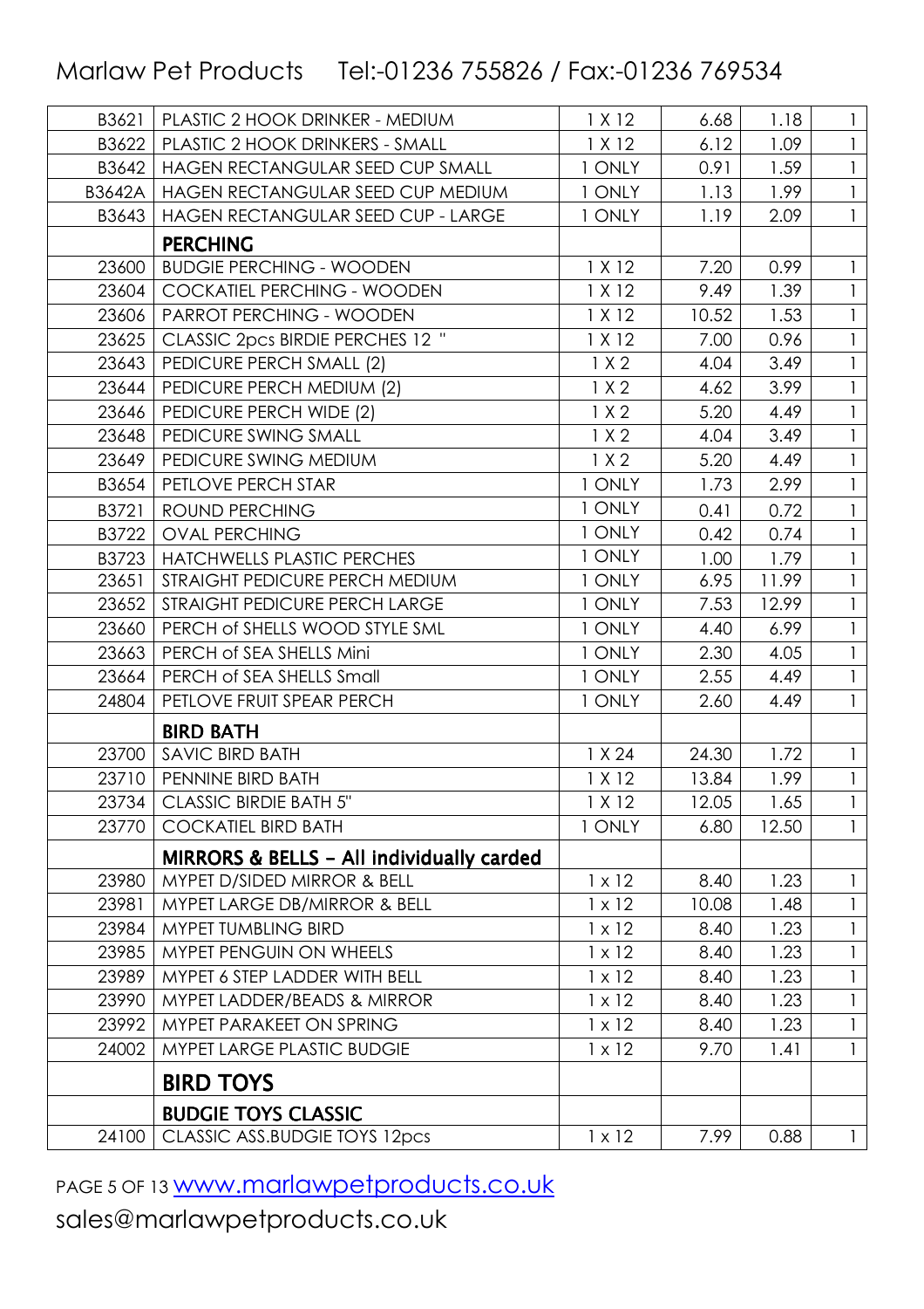Marlaw Pet Products Tel:-01236 755826 / Fax:-01236 769534

| | | | | | |
|---|---|---|---|---|---|
| B3621 | PLASTIC 2 HOOK DRINKER - MEDIUM | 1 X 12 | 6.68 | 1.18 | 1 |
| B3622 | PLASTIC 2 HOOK DRINKERS - SMALL | 1 X 12 | 6.12 | 1.09 | 1 |
| B3642 | HAGEN RECTANGULAR SEED CUP SMALL | 1 ONLY | 0.91 | 1.59 | 1 |
| B3642A | HAGEN RECTANGULAR SEED CUP MEDIUM | 1 ONLY | 1.13 | 1.99 | 1 |
| B3643 | HAGEN RECTANGULAR SEED CUP - LARGE | 1 ONLY | 1.19 | 2.09 | 1 |
| | **PERCHING** | | | | |
| 23600 | BUDGIE PERCHING - WOODEN | 1 X 12 | 7.20 | 0.99 | 1 |
| 23604 | COCKATIEL PERCHING - WOODEN | 1 X 12 | 9.49 | 1.39 | 1 |
| 23606 | PARROT PERCHING - WOODEN | 1 X 12 | 10.52 | 1.53 | 1 |
| 23625 | CLASSIC 2pcs BIRDIE PERCHES 12 " | 1 X 12 | 7.00 | 0.96 | 1 |
| 23643 | PEDICURE PERCH SMALL (2) | 1 X 2 | 4.04 | 3.49 | 1 |
| 23644 | PEDICURE PERCH MEDIUM (2) | 1 X 2 | 4.62 | 3.99 | 1 |
| 23646 | PEDICURE PERCH WIDE (2) | 1 X 2 | 5.20 | 4.49 | 1 |
| 23648 | PEDICURE SWING SMALL | 1 X 2 | 4.04 | 3.49 | 1 |
| 23649 | PEDICURE SWING MEDIUM | 1 X 2 | 5.20 | 4.49 | 1 |
| B3654 | PETLOVE PERCH STAR | 1 ONLY | 1.73 | 2.99 | 1 |
| B3721 | ROUND PERCHING | 1 ONLY | 0.41 | 0.72 | 1 |
| B3722 | OVAL PERCHING | 1 ONLY | 0.42 | 0.74 | 1 |
| B3723 | HATCHWELLS PLASTIC PERCHES | 1 ONLY | 1.00 | 1.79 | 1 |
| 23651 | STRAIGHT PEDICURE PERCH MEDIUM | 1 ONLY | 6.95 | 11.99 | 1 |
| 23652 | STRAIGHT PEDICURE PERCH LARGE | 1 ONLY | 7.53 | 12.99 | 1 |
| 23660 | PERCH of SHELLS WOOD STYLE SML | 1 ONLY | 4.40 | 6.99 | 1 |
| 23663 | PERCH of SEA SHELLS Mini | 1 ONLY | 2.30 | 4.05 | 1 |
| 23664 | PERCH of SEA SHELLS Small | 1 ONLY | 2.55 | 4.49 | 1 |
| 24804 | PETLOVE FRUIT SPEAR PERCH | 1 ONLY | 2.60 | 4.49 | 1 |
| | **BIRD BATH** | | | | |
| 23700 | SAVIC BIRD BATH | 1 X 24 | 24.30 | 1.72 | 1 |
| 23710 | PENNINE BIRD BATH | 1 X 12 | 13.84 | 1.99 | 1 |
| 23734 | CLASSIC BIRDIE BATH 5" | 1 X 12 | 12.05 | 1.65 | 1 |
| 23770 | COCKATIEL BIRD BATH | 1 ONLY | 6.80 | 12.50 | 1 |
| | **MIRRORS & BELLS – All individually carded** | | | | |
| 23980 | MYPET D/SIDED MIRROR & BELL | 1 x 12 | 8.40 | 1.23 | 1 |
| 23981 | MYPET LARGE DB/MIRROR & BELL | 1 x 12 | 10.08 | 1.48 | 1 |
| 23984 | MYPET TUMBLING BIRD | 1 x 12 | 8.40 | 1.23 | 1 |
| 23985 | MYPET PENGUIN ON WHEELS | 1 x 12 | 8.40 | 1.23 | 1 |
| 23989 | MYPET 6 STEP LADDER WITH BELL | 1 x 12 | 8.40 | 1.23 | 1 |
| 23990 | MYPET LADDER/BEADS & MIRROR | 1 x 12 | 8.40 | 1.23 | 1 |
| 23992 | MYPET PARAKEET ON SPRING | 1 x 12 | 8.40 | 1.23 | 1 |
| 24002 | MYPET LARGE PLASTIC BUDGIE | 1 x 12 | 9.70 | 1.41 | 1 |
| | **BIRD TOYS** | | | | |
| | **BUDGIE TOYS CLASSIC** | | | | |
| 24100 | CLASSIC ASS.BUDGIE TOYS 12pcs | 1 x 12 | 7.99 | 0.88 | 1 |

[www.marlawpetproducts.co.uk](http://www.marlawpetproducts.co.uk)

sales@marlawpetproducts.co.uk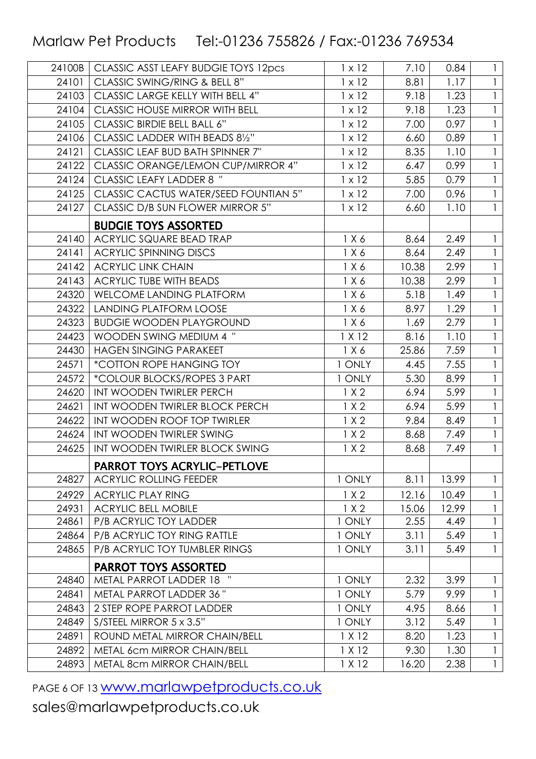| | | | | | |
|---|---|---|---|---|---|
| 24100B | CLASSIC ASST LEAFY BUDGIE TOYS 12pcs | 1 x 12 | 7.10 | 0.84 | 1 |
| 24101 | CLASSIC SWING/RING & BELL 8" | 1 x 12 | 8.81 | 1.17 | 1 |
| 24103 | CLASSIC LARGE KELLY WITH BELL 4" | 1 x 12 | 9.18 | 1.23 | 1 |
| 24104 | CLASSIC HOUSE MIRROR WITH BELL | 1 x 12 | 9.18 | 1.23 | 1 |
| 24105 | CLASSIC BIRDIE BELL BALL 6" | 1 x 12 | 7.00 | 0.97 | 1 |
| 24106 | CLASSIC LADDER WITH BEADS 8½" | 1 x 12 | 6.60 | 0.89 | 1 |
| 24121 | CLASSIC LEAF BUD BATH SPINNER 7" | 1 x 12 | 8.35 | 1.10 | 1 |
| 24122 | CLASSIC ORANGE/LEMON CUP/MIRROR 4" | 1 x 12 | 6.47 | 0.99 | 1 |
| 24124 | CLASSIC LEAFY LADDER 8 " | 1 x 12 | 5.85 | 0.79 | 1 |
| 24125 | CLASSIC CACTUS WATER/SEED FOUNTIAN 5" | 1 x 12 | 7.00 | 0.96 | 1 |
| 24127 | CLASSIC D/B SUN FLOWER MIRROR 5" | 1 x 12 | 6.60 | 1.10 | 1 |
| | **BUDGIE TOYS ASSORTED** | | | | |
| 24140 | ACRYLIC SQUARE BEAD TRAP | 1 X 6 | 8.64 | 2.49 | 1 |
| 24141 | ACRYLIC SPINNING DISCS | 1 X 6 | 8.64 | 2.49 | 1 |
| 24142 | ACRYLIC LINK CHAIN | 1 X 6 | 10.38 | 2.99 | 1 |
| 24143 | ACRYLIC TUBE WITH BEADS | 1 X 6 | 10.38 | 2.99 | 1 |
| 24320 | WELCOME LANDING PLATFORM | 1 X 6 | 5.18 | 1.49 | 1 |
| 24322 | LANDING PLATFORM LOOSE | 1 X 6 | 8.97 | 1.29 | 1 |
| 24323 | BUDGIE WOODEN PLAYGROUND | 1 X 6 | 1.69 | 2.79 | 1 |
| 24423 | WOODEN SWING MEDIUM 4 " | 1 X 12 | 8.16 | 1.10 | 1 |
| 24430 | HAGEN SINGING PARAKEET | 1 X 6 | 25.86 | 7.59 | 1 |
| 24571 | *COTTON ROPE HANGING TOY | 1 ONLY | 4.45 | 7.55 | 1 |
| 24572 | *COLOUR BLOCKS/ROPES 3 PART | 1 ONLY | 5.30 | 8.99 | 1 |
| 24620 | INT WOODEN TWIRLER PERCH | 1 X 2 | 6.94 | 5.99 | 1 |
| 24621 | INT WOODEN TWIRLER BLOCK PERCH | 1 X 2 | 6.94 | 5.99 | 1 |
| 24622 | INT WOODEN ROOF TOP TWIRLER | 1 X 2 | 9.84 | 8.49 | 1 |
| 24624 | INT WOODEN TWIRLER SWING | 1 X 2 | 8.68 | 7.49 | 1 |
| 24625 | INT WOODEN TWIRLER BLOCK SWING | 1 X 2 | 8.68 | 7.49 | 1 |
| | **PARROT TOYS ACRYLIC-PETLOVE** | | | | |
| 24827 | ACRYLIC ROLLING FEEDER | 1 ONLY | 8.11 | 13.99 | 1 |
| 24929 | ACRYLIC PLAY RING | 1 X 2 | 12.16 | 10.49 | 1 |
| 24931 | ACRYLIC BELL MOBILE | 1 X 2 | 15.06 | 12.99 | 1 |
| 24861 | P/B ACRYLIC TOY LADDER | 1 ONLY | 2.55 | 4.49 | 1 |
| 24864 | P/B ACRYLIC TOY RING RATTLE | 1 ONLY | 3.11 | 5.49 | 1 |
| 24865 | P/B ACRYLIC TOY TUMBLER RINGS | 1 ONLY | 3.11 | 5.49 | 1 |
| | **PARROT TOYS ASSORTED** | | | | |
| 24840 | METAL PARROT LADDER 18 " | 1 ONLY | 2.32 | 3.99 | 1 |
| 24841 | METAL PARROT LADDER 36 " | 1 ONLY | 5.79 | 9.99 | 1 |
| 24843 | 2 STEP ROPE PARROT LADDER | 1 ONLY | 4.95 | 8.66 | 1 |
| 24849 | S/STEEL MIRROR 5 x 3.5" | 1 ONLY | 3.12 | 5.49 | 1 |
| 24891 | ROUND METAL MIRROR CHAIN/BELL | 1 X 12 | 8.20 | 1.23 | 1 |
| 24892 | METAL 6cm MIRROR CHAIN/BELL | 1 X 12 | 9.30 | 1.30 | 1 |
| 24893 | METAL 8cm MIRROR CHAIN/BELL | 1 X 12 | 16.20 | 2.38 | 1 |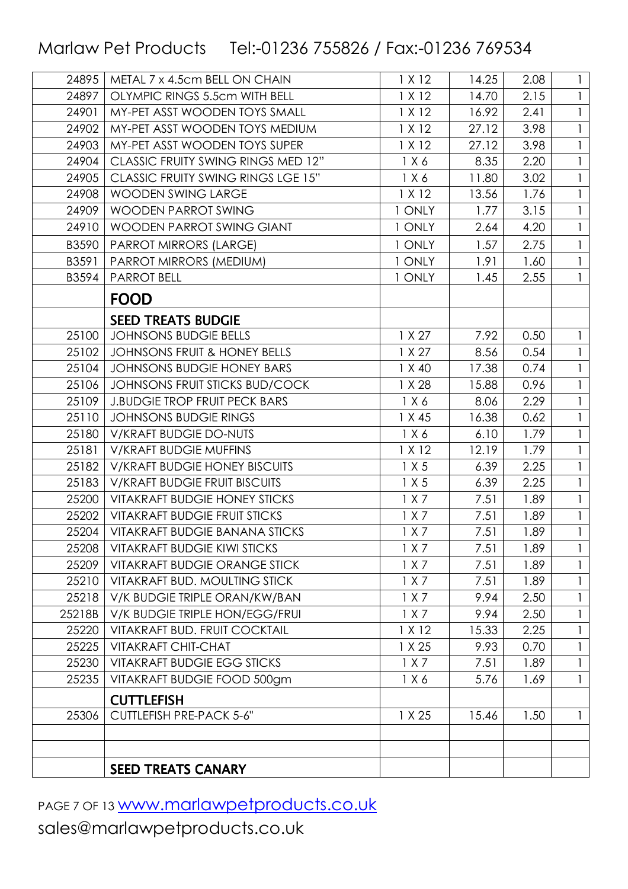| | | | | | |
|---|---|---|---|---|---|
| 24895 | METAL 7 x 4.5cm BELL ON CHAIN | 1 X 12 | 14.25 | 2.08 | 1 |
| 24897 | OLYMPIC RINGS 5.5cm WITH BELL | 1 X 12 | 14.70 | 2.15 | 1 |
| 24901 | MY-PET ASST WOODEN TOYS SMALL | 1 X 12 | 16.92 | 2.41 | 1 |
| 24902 | MY-PET ASST WOODEN TOYS MEDIUM | 1 X 12 | 27.12 | 3.98 | 1 |
| 24903 | MY-PET ASST WOODEN TOYS SUPER | 1 X 12 | 27.12 | 3.98 | 1 |
| 24904 | CLASSIC FRUITY SWING RINGS MED 12" | 1 X 6 | 8.35 | 2.20 | 1 |
| 24905 | CLASSIC FRUITY SWING RINGS LGE 15" | 1 X 6 | 11.80 | 3.02 | 1 |
| 24908 | WOODEN SWING LARGE | 1 X 12 | 13.56 | 1.76 | 1 |
| 24909 | WOODEN PARROT SWING | 1 ONLY | 1.77 | 3.15 | 1 |
| 24910 | WOODEN PARROT SWING GIANT | 1 ONLY | 2.64 | 4.20 | 1 |
| B3590 | PARROT MIRRORS (LARGE) | 1 ONLY | 1.57 | 2.75 | 1 |
| B3591 | PARROT MIRRORS (MEDIUM) | 1 ONLY | 1.91 | 1.60 | 1 |
| B3594 | PARROT BELL | 1 ONLY | 1.45 | 2.55 | 1 |
| | **FOOD** | | | | |
| | **SEED TREATS BUDGIE** | | | | |
| 25100 | JOHNSONS BUDGIE BELLS | 1 X 27 | 7.92 | 0.50 | 1 |
| 25102 | JOHNSONS FRUIT & HONEY BELLS | 1 X 27 | 8.56 | 0.54 | 1 |
| 25104 | JOHNSONS BUDGIE HONEY BARS | 1 X 40 | 17.38 | 0.74 | 1 |
| 25106 | JOHNSONS FRUIT STICKS BUD/COCK | 1 X 28 | 15.88 | 0.96 | 1 |
| 25109 | J.BUDGIE TROP FRUIT PECK BARS | 1 X 6 | 8.06 | 2.29 | 1 |
| 25110 | JOHNSONS BUDGIE RINGS | 1 X 45 | 16.38 | 0.62 | 1 |
| 25180 | V/KRAFT BUDGIE DO-NUTS | 1 X 6 | 6.10 | 1.79 | 1 |
| 25181 | V/KRAFT BUDGIE MUFFINS | 1 X 12 | 12.19 | 1.79 | 1 |
| 25182 | V/KRAFT BUDGIE HONEY BISCUITS | 1 X 5 | 6.39 | 2.25 | 1 |
| 25183 | V/KRAFT BUDGIE FRUIT BISCUITS | 1 X 5 | 6.39 | 2.25 | 1 |
| 25200 | VITAKRAFT BUDGIE HONEY STICKS | 1 X 7 | 7.51 | 1.89 | 1 |
| 25202 | VITAKRAFT BUDGIE FRUIT STICKS | 1 X 7 | 7.51 | 1.89 | 1 |
| 25204 | VITAKRAFT BUDGIE BANANA STICKS | 1 X 7 | 7.51 | 1.89 | 1 |
| 25208 | VITAKRAFT BUDGIE KIWI STICKS | 1 X 7 | 7.51 | 1.89 | 1 |
| 25209 | VITAKRAFT BUDGIE ORANGE STICK | 1 X 7 | 7.51 | 1.89 | 1 |
| 25210 | VITAKRAFT BUD. MOULTING STICK | 1 X 7 | 7.51 | 1.89 | 1 |
| 25218 | V/K BUDGIE TRIPLE ORAN/KW/BAN | 1 X 7 | 9.94 | 2.50 | 1 |
| 25218B | V/K BUDGIE TRIPLE HON/EGG/FRUI | 1 X 7 | 9.94 | 2.50 | 1 |
| 25220 | VITAKRAFT BUD. FRUIT COCKTAIL | 1 X 12 | 15.33 | 2.25 | 1 |
| 25225 | VITAKRAFT CHIT-CHAT | 1 X 25 | 9.93 | 0.70 | 1 |
| 25230 | VITAKRAFT BUDGIE EGG STICKS | 1 X 7 | 7.51 | 1.89 | 1 |
| 25235 | VITAKRAFT BUDGIE FOOD 500gm | 1 X 6 | 5.76 | 1.69 | 1 |
| | **CUTTLEFISH** | | | | |
| 25306 | CUTTLEFISH PRE-PACK 5-6" | 1 X 25 | 15.46 | 1.50 | 1 |
| | | | | | |
| | | | | | |
| | **SEED TREATS CANARY** | | | | |

www.marlawpetproducts.co.uk

sales@marlawpetproducts.co.uk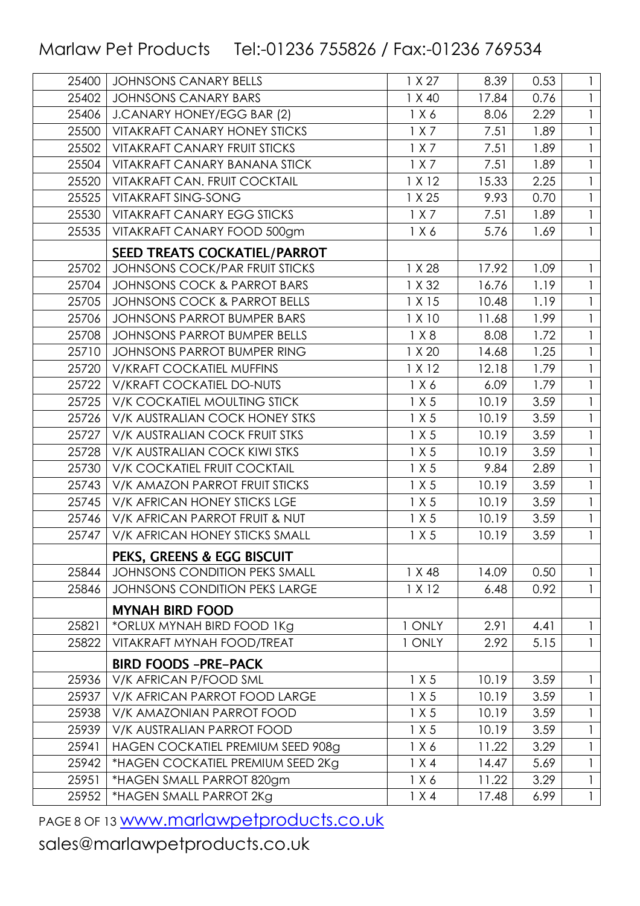| | | | | | |
|---|---|---|---|---|---|
| 25400 | JOHNSONS CANARY BELLS | 1 X 27 | 8.39 | 0.53 | 1 |
| 25402 | JOHNSONS CANARY BARS | 1 X 40 | 17.84 | 0.76 | 1 |
| 25406 | J.CANARY HONEY/EGG BAR (2) | 1 X 6 | 8.06 | 2.29 | 1 |
| 25500 | VITAKRAFT CANARY HONEY STICKS | 1 X 7 | 7.51 | 1.89 | 1 |
| 25502 | VITAKRAFT CANARY FRUIT STICKS | 1 X 7 | 7.51 | 1.89 | 1 |
| 25504 | VITAKRAFT CANARY BANANA STICK | 1 X 7 | 7.51 | 1.89 | 1 |
| 25520 | VITAKRAFT CAN. FRUIT COCKTAIL | 1 X 12 | 15.33 | 2.25 | 1 |
| 25525 | VITAKRAFT SING-SONG | 1 X 25 | 9.93 | 0.70 | 1 |
| 25530 | VITAKRAFT CANARY EGG STICKS | 1 X 7 | 7.51 | 1.89 | 1 |
| 25535 | VITAKRAFT CANARY FOOD 500gm | 1 X 6 | 5.76 | 1.69 | 1 |
| | **SEED TREATS COCKATIEL/PARROT** | | | | |
| 25702 | JOHNSONS COCK/PAR FRUIT STICKS | 1 X 28 | 17.92 | 1.09 | 1 |
| 25704 | JOHNSONS COCK & PARROT BARS | 1 X 32 | 16.76 | 1.19 | 1 |
| 25705 | JOHNSONS COCK & PARROT BELLS | 1 X 15 | 10.48 | 1.19 | 1 |
| 25706 | JOHNSONS PARROT BUMPER BARS | 1 X 10 | 11.68 | 1.99 | 1 |
| 25708 | JOHNSONS PARROT BUMPER BELLS | 1 X 8 | 8.08 | 1.72 | 1 |
| 25710 | JOHNSONS PARROT BUMPER RING | 1 X 20 | 14.68 | 1.25 | 1 |
| 25720 | V/KRAFT COCKATIEL MUFFINS | 1 X 12 | 12.18 | 1.79 | 1 |
| 25722 | V/KRAFT COCKATIEL DO-NUTS | 1 X 6 | 6.09 | 1.79 | 1 |
| 25725 | V/K COCKATIEL MOULTING STICK | 1 X 5 | 10.19 | 3.59 | 1 |
| 25726 | V/K AUSTRALIAN COCK HONEY STKS | 1 X 5 | 10.19 | 3.59 | 1 |
| 25727 | V/K AUSTRALIAN COCK FRUIT STKS | 1 X 5 | 10.19 | 3.59 | 1 |
| 25728 | V/K AUSTRALIAN COCK KIWI STKS | 1 X 5 | 10.19 | 3.59 | 1 |
| 25730 | V/K COCKATIEL FRUIT COCKTAIL | 1 X 5 | 9.84 | 2.89 | 1 |
| 25743 | V/K AMAZON PARROT FRUIT STICKS | 1 X 5 | 10.19 | 3.59 | 1 |
| 25745 | V/K AFRICAN HONEY STICKS LGE | 1 X 5 | 10.19 | 3.59 | 1 |
| 25746 | V/K AFRICAN PARROT FRUIT & NUT | 1 X 5 | 10.19 | 3.59 | 1 |
| 25747 | V/K AFRICAN HONEY STICKS SMALL | 1 X 5 | 10.19 | 3.59 | 1 |
| | **PEKS, GREENS & EGG BISCUIT** | | | | |
| 25844 | JOHNSONS CONDITION PEKS SMALL | 1 X 48 | 14.09 | 0.50 | 1 |
| 25846 | JOHNSONS CONDITION PEKS LARGE | 1 X 12 | 6.48 | 0.92 | 1 |
| | **MYNAH BIRD FOOD** | | | | |
| 25821 | *ORLUX MYNAH BIRD FOOD 1Kg | 1 ONLY | 2.91 | 4.41 | 1 |
| 25822 | VITAKRAFT MYNAH FOOD/TREAT | 1 ONLY | 2.92 | 5.15 | 1 |
| | **BIRD FOODS -PRE-PACK** | | | | |
| 25936 | V/K AFRICAN P/FOOD SML | 1 X 5 | 10.19 | 3.59 | 1 |
| 25937 | V/K AFRICAN PARROT FOOD LARGE | 1 X 5 | 10.19 | 3.59 | 1 |
| 25938 | V/K AMAZONIAN PARROT FOOD | 1 X 5 | 10.19 | 3.59 | 1 |
| 25939 | V/K AUSTRALIAN PARROT FOOD | 1 X 5 | 10.19 | 3.59 | 1 |
| 25941 | HAGEN COCKATIEL PREMIUM SEED 908g | 1 X 6 | 11.22 | 3.29 | 1 |
| 25942 | *HAGEN COCKATIEL PREMIUM SEED 2Kg | 1 X 4 | 14.47 | 5.69 | 1 |
| 25951 | *HAGEN SMALL PARROT 820gm | 1 X 6 | 11.22 | 3.29 | 1 |
| 25952 | *HAGEN SMALL PARROT 2Kg | 1 X 4 | 17.48 | 6.99 | 1 |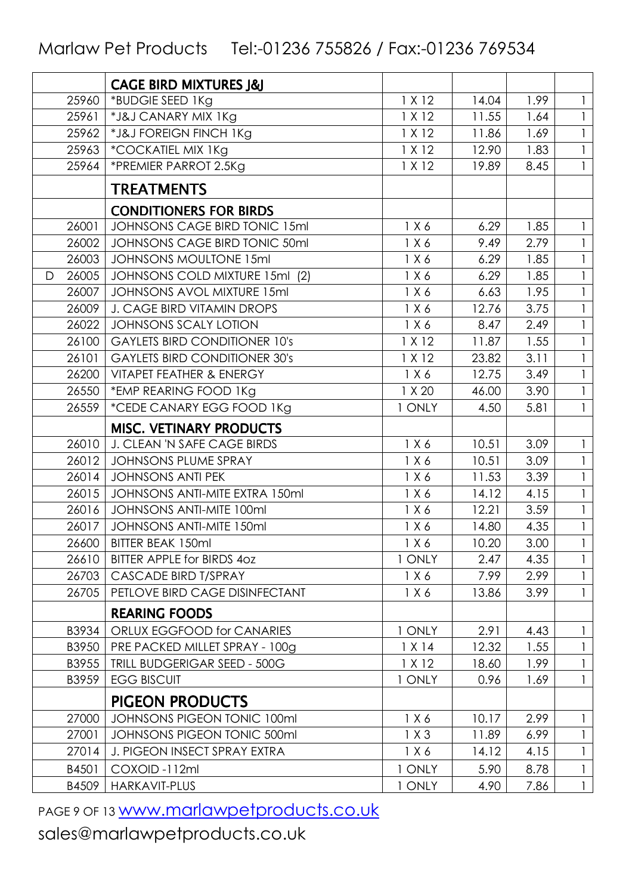Marlaw Pet Products Tel:-01236 755826 / Fax:-01236 769534

| | | | | | |
|---|---|---|---|---|---|
| | **CAGE BIRD MIXTURES J&J** | | | | |
| 25960 | *BUDGIE SEED 1Kg | 1 X 12 | 14.04 | 1.99 | 1 |
| 25961 | *J&J CANARY MIX 1Kg | 1 X 12 | 11.55 | 1.64 | 1 |
| 25962 | *J&J FOREIGN FINCH 1Kg | 1 X 12 | 11.86 | 1.69 | 1 |
| 25963 | *COCKATIEL MIX 1Kg | 1 X 12 | 12.90 | 1.83 | 1 |
| 25964 | *PREMIER PARROT 2.5Kg | 1 X 12 | 19.89 | 8.45 | 1 |
| | **TREATMENTS** | | | | |
| | **CONDITIONERS FOR BIRDS** | | | | |
| 26001 | JOHNSONS CAGE BIRD TONIC 15ml | 1 X 6 | 6.29 | 1.85 | 1 |
| 26002 | JOHNSONS CAGE BIRD TONIC 50ml | 1 X 6 | 9.49 | 2.79 | 1 |
| 26003 | JOHNSONS MOULTONE 15ml | 1 X 6 | 6.29 | 1.85 | 1 |
| D 26005 | JOHNSONS COLD MIXTURE 15ml (2) | 1 X 6 | 6.29 | 1.85 | 1 |
| 26007 | JOHNSONS AVOL MIXTURE 15ml | 1 X 6 | 6.63 | 1.95 | 1 |
| 26009 | J. CAGE BIRD VITAMIN DROPS | 1 X 6 | 12.76 | 3.75 | 1 |
| 26022 | JOHNSONS SCALY LOTION | 1 X 6 | 8.47 | 2.49 | 1 |
| 26100 | GAYLETS BIRD CONDITIONER 10's | 1 X 12 | 11.87 | 1.55 | 1 |
| 26101 | GAYLETS BIRD CONDITIONER 30's | 1 X 12 | 23.82 | 3.11 | 1 |
| 26200 | VITAPET FEATHER & ENERGY | 1 X 6 | 12.75 | 3.49 | 1 |
| 26550 | *EMP REARING FOOD 1Kg | 1 X 20 | 46.00 | 3.90 | 1 |
| 26559 | *CEDE CANARY EGG FOOD 1Kg | 1 ONLY | 4.50 | 5.81 | 1 |
| | **MISC. VETINARY PRODUCTS** | | | | |
| 26010 | J. CLEAN 'N SAFE CAGE BIRDS | 1 X 6 | 10.51 | 3.09 | 1 |
| 26012 | JOHNSONS PLUME SPRAY | 1 X 6 | 10.51 | 3.09 | 1 |
| 26014 | JOHNSONS ANTI PEK | 1 X 6 | 11.53 | 3.39 | 1 |
| 26015 | JOHNSONS ANTI-MITE EXTRA 150ml | 1 X 6 | 14.12 | 4.15 | 1 |
| 26016 | JOHNSONS ANTI-MITE 100ml | 1 X 6 | 12.21 | 3.59 | 1 |
| 26017 | JOHNSONS ANTI-MITE 150ml | 1 X 6 | 14.80 | 4.35 | 1 |
| 26600 | BITTER BEAK 150ml | 1 X 6 | 10.20 | 3.00 | 1 |
| 26610 | BITTER APPLE for BIRDS 4oz | 1 ONLY | 2.47 | 4.35 | 1 |
| 26703 | CASCADE BIRD T/SPRAY | 1 X 6 | 7.99 | 2.99 | 1 |
| 26705 | PETLOVE BIRD CAGE DISINFECTANT | 1 X 6 | 13.86 | 3.99 | 1 |
| | **REARING FOODS** | | | | |
| B3934 | ORLUX EGGFOOD for CANARIES | 1 ONLY | 2.91 | 4.43 | 1 |
| B3950 | PRE PACKED MILLET SPRAY - 100g | 1 X 14 | 12.32 | 1.55 | 1 |
| B3955 | TRILL BUDGERIGAR SEED - 500G | 1 X 12 | 18.60 | 1.99 | 1 |
| B3959 | EGG BISCUIT | 1 ONLY | 0.96 | 1.69 | 1 |
| | **PIGEON PRODUCTS** | | | | |
| 27000 | JOHNSONS PIGEON TONIC 100ml | 1 X 6 | 10.17 | 2.99 | 1 |
| 27001 | JOHNSONS PIGEON TONIC 500ml | 1 X 3 | 11.89 | 6.99 | 1 |
| 27014 | J. PIGEON INSECT SPRAY EXTRA | 1 X 6 | 14.12 | 4.15 | 1 |
| B4501 | COXOID -112ml | 1 ONLY | 5.90 | 8.78 | 1 |
| B4509 | HARKAVIT-PLUS | 1 ONLY | 4.90 | 7.86 | 1 |

[www.marlawpetproducts.co.uk](http://www.marlawpetproducts.co.uk)

sales@marlawpetproducts.co.uk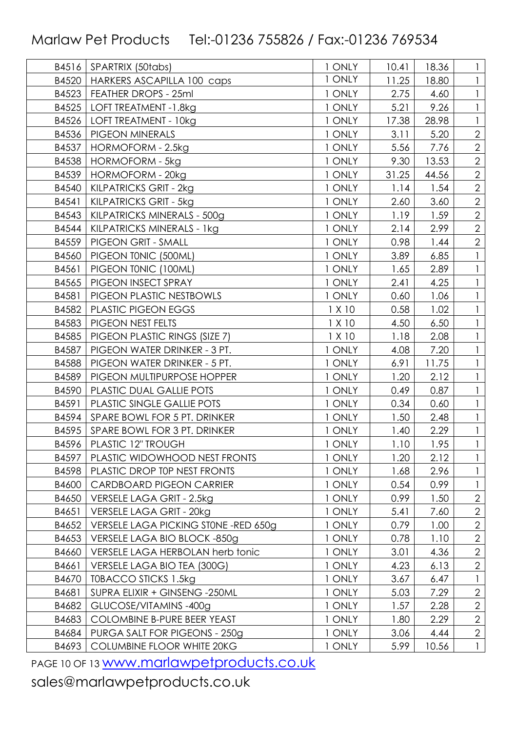| B4516 | SPARTRIX (50tabs) | 1 ONLY | 10.41 | 18.36 | 1 |
|---|---|---|---|---|---|
| B4520 | HARKERS ASCAPILLA 100 caps | 1 ONLY | 11.25 | 18.80 | 1 |
| B4523 | FEATHER DROPS - 25ml | 1 ONLY | 2.75 | 4.60 | 1 |
| B4525 | LOFT TREATMENT -1.8kg | 1 ONLY | 5.21 | 9.26 | 1 |
| B4526 | LOFT TREATMENT - 10kg | 1 ONLY | 17.38 | 28.98 | 1 |
| B4536 | PIGEON MINERALS | 1 ONLY | 3.11 | 5.20 | 2 |
| B4537 | HORMOFORM - 2.5kg | 1 ONLY | 5.56 | 7.76 | 2 |
| B4538 | HORMOFORM - 5kg | 1 ONLY | 9.30 | 13.53 | 2 |
| B4539 | HORMOFORM - 20kg | 1 ONLY | 31.25 | 44.56 | 2 |
| B4540 | KILPATRICKS GRIT - 2kg | 1 ONLY | 1.14 | 1.54 | 2 |
| B4541 | KILPATRICKS GRIT - 5kg | 1 ONLY | 2.60 | 3.60 | 2 |
| B4543 | KILPATRICKS MINERALS - 500g | 1 ONLY | 1.19 | 1.59 | 2 |
| B4544 | KILPATRICKS MINERALS - 1kg | 1 ONLY | 2.14 | 2.99 | 2 |
| B4559 | PIGEON GRIT - SMALL | 1 ONLY | 0.98 | 1.44 | 2 |
| B4560 | PIGEON T0NIC (500ML) | 1 ONLY | 3.89 | 6.85 | 1 |
| B4561 | PIGEON T0NIC (100ML) | 1 ONLY | 1.65 | 2.89 | 1 |
| B4565 | PIGEON INSECT SPRAY | 1 ONLY | 2.41 | 4.25 | 1 |
| B4581 | PIGEON PLASTIC NESTBOWLS | 1 ONLY | 0.60 | 1.06 | 1 |
| B4582 | PLASTIC PIGEON EGGS | 1 X 10 | 0.58 | 1.02 | 1 |
| B4583 | PIGEON NEST FELTS | 1 X 10 | 4.50 | 6.50 | 1 |
| B4585 | PIGEON PLASTIC RINGS (SIZE 7) | 1 X 10 | 1.18 | 2.08 | 1 |
| B4587 | PIGEON WATER DRINKER - 3 PT. | 1 ONLY | 4.08 | 7.20 | 1 |
| B4588 | PIGEON WATER DRINKER - 5 PT. | 1 ONLY | 6.91 | 11.75 | 1 |
| B4589 | PIGEON MULTIPURPOSE HOPPER | 1 ONLY | 1.20 | 2.12 | 1 |
| B4590 | PLASTIC DUAL GALLIE POTS | 1 ONLY | 0.49 | 0.87 | 1 |
| B4591 | PLASTIC SINGLE GALLIE POTS | 1 ONLY | 0.34 | 0.60 | 1 |
| B4594 | SPARE BOWL FOR 5 PT. DRINKER | 1 ONLY | 1.50 | 2.48 | 1 |
| B4595 | SPARE BOWL FOR 3 PT. DRINKER | 1 ONLY | 1.40 | 2.29 | 1 |
| B4596 | PLASTIC 12" TROUGH | 1 ONLY | 1.10 | 1.95 | 1 |
| B4597 | PLASTIC WIDOWHOOD NEST FRONTS | 1 ONLY | 1.20 | 2.12 | 1 |
| B4598 | PLASTIC DROP T0P NEST FRONTS | 1 ONLY | 1.68 | 2.96 | 1 |
| B4600 | CARDBOARD PIGEON CARRIER | 1 ONLY | 0.54 | 0.99 | 1 |
| B4650 | VERSELE LAGA GRIT - 2.5kg | 1 ONLY | 0.99 | 1.50 | 2 |
| B4651 | VERSELE LAGA GRIT - 20kg | 1 ONLY | 5.41 | 7.60 | 2 |
| B4652 | VERSELE LAGA PICKING ST0NE -RED 650g | 1 ONLY | 0.79 | 1.00 | 2 |
| B4653 | VERSELE LAGA BIO BLOCK -850g | 1 ONLY | 0.78 | 1.10 | 2 |
| B4660 | VERSELE LAGA HERBOLAN herb tonic | 1 ONLY | 3.01 | 4.36 | 2 |
| B4661 | VERSELE LAGA BIO TEA (300G) | 1 ONLY | 4.23 | 6.13 | 2 |
| B4670 | T0BACCO STICKS 1.5kg | 1 ONLY | 3.67 | 6.47 | 1 |
| B4681 | SUPRA ELIXIR + GINSENG -250ML | 1 ONLY | 5.03 | 7.29 | 2 |
| B4682 | GLUCOSE/VITAMINS -400g | 1 ONLY | 1.57 | 2.28 | 2 |
| B4683 | COLOMBINE B-PURE BEER YEAST | 1 ONLY | 1.80 | 2.29 | 2 |
| B4684 | PURGA SALT FOR PIGEONS - 250g | 1 ONLY | 3.06 | 4.44 | 2 |
| B4693 | COLUMBINE FLOOR WHITE 20KG | 1 ONLY | 5.99 | 10.56 | 1 |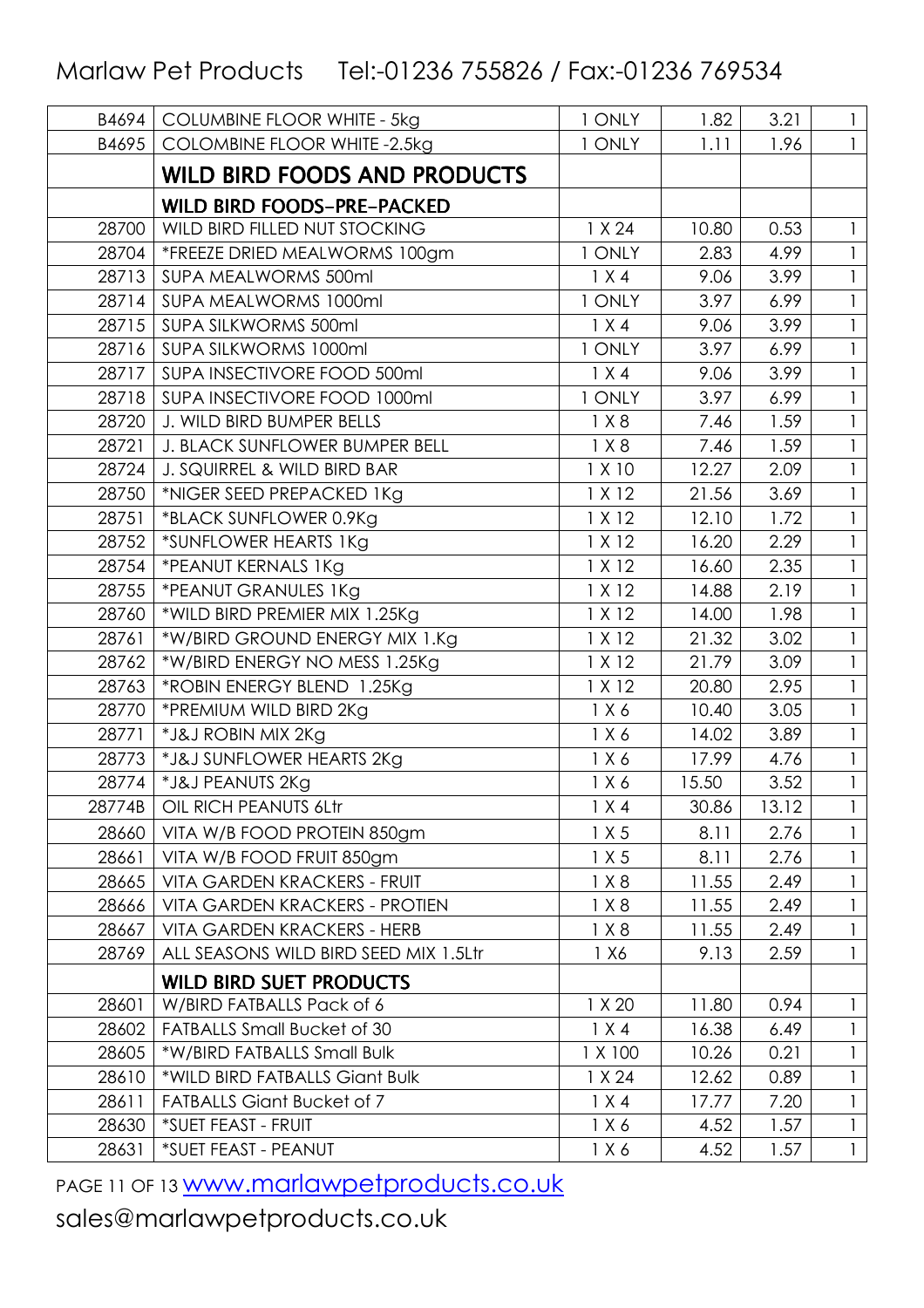Marlaw Pet Products Tel:-01236 755826 / Fax:-01236 769534

| | | | | | |
|---|---|---|---|---|---|
| B4694 | COLUMBINE FLOOR WHITE - 5kg | 1 ONLY | 1.82 | 3.21 | 1 |
| B4695 | COLOMBINE FLOOR WHITE -2.5kg | 1 ONLY | 1.11 | 1.96 | 1 |
| | **WILD BIRD FOODS AND PRODUCTS** | | | | |
| | **WILD BIRD FOODS-PRE-PACKED** | | | | |
| 28700 | WILD BIRD FILLED NUT STOCKING | 1 X 24 | 10.80 | 0.53 | 1 |
| 28704 | *FREEZE DRIED MEALWORMS 100gm | 1 ONLY | 2.83 | 4.99 | 1 |
| 28713 | SUPA MEALWORMS 500ml | 1 X 4 | 9.06 | 3.99 | 1 |
| 28714 | SUPA MEALWORMS 1000ml | 1 ONLY | 3.97 | 6.99 | 1 |
| 28715 | SUPA SILKWORMS 500ml | 1 X 4 | 9.06 | 3.99 | 1 |
| 28716 | SUPA SILKWORMS 1000ml | 1 ONLY | 3.97 | 6.99 | 1 |
| 28717 | SUPA INSECTIVORE FOOD 500ml | 1 X 4 | 9.06 | 3.99 | 1 |
| 28718 | SUPA INSECTIVORE FOOD 1000ml | 1 ONLY | 3.97 | 6.99 | 1 |
| 28720 | J. WILD BIRD BUMPER BELLS | 1 X 8 | 7.46 | 1.59 | 1 |
| 28721 | J. BLACK SUNFLOWER BUMPER BELL | 1 X 8 | 7.46 | 1.59 | 1 |
| 28724 | J. SQUIRREL & WILD BIRD BAR | 1 X 10 | 12.27 | 2.09 | 1 |
| 28750 | *NIGER SEED PREPACKED 1Kg | 1 X 12 | 21.56 | 3.69 | 1 |
| 28751 | *BLACK SUNFLOWER 0.9Kg | 1 X 12 | 12.10 | 1.72 | 1 |
| 28752 | *SUNFLOWER HEARTS 1Kg | 1 X 12 | 16.20 | 2.29 | 1 |
| 28754 | *PEANUT KERNALS 1Kg | 1 X 12 | 16.60 | 2.35 | 1 |
| 28755 | *PEANUT GRANULES 1Kg | 1 X 12 | 14.88 | 2.19 | 1 |
| 28760 | *WILD BIRD PREMIER MIX 1.25Kg | 1 X 12 | 14.00 | 1.98 | 1 |
| 28761 | *W/BIRD GROUND ENERGY MIX 1.Kg | 1 X 12 | 21.32 | 3.02 | 1 |
| 28762 | *W/BIRD ENERGY NO MESS 1.25Kg | 1 X 12 | 21.79 | 3.09 | 1 |
| 28763 | *ROBIN ENERGY BLEND 1.25Kg | 1 X 12 | 20.80 | 2.95 | 1 |
| 28770 | *PREMIUM WILD BIRD 2Kg | 1 X 6 | 10.40 | 3.05 | 1 |
| 28771 | *J&J ROBIN MIX 2Kg | 1 X 6 | 14.02 | 3.89 | 1 |
| 28773 | *J&J SUNFLOWER HEARTS 2Kg | 1 X 6 | 17.99 | 4.76 | 1 |
| 28774 | *J&J PEANUTS 2Kg | 1 X 6 | 15.50 | 3.52 | 1 |
| 28774B | OIL RICH PEANUTS 6Ltr | 1 X 4 | 30.86 | 13.12 | 1 |
| 28660 | VITA W/B FOOD PROTEIN 850gm | 1 X 5 | 8.11 | 2.76 | 1 |
| 28661 | VITA W/B FOOD FRUIT 850gm | 1 X 5 | 8.11 | 2.76 | 1 |
| 28665 | VITA GARDEN KRACKERS - FRUIT | 1 X 8 | 11.55 | 2.49 | 1 |
| 28666 | VITA GARDEN KRACKERS - PROTIEN | 1 X 8 | 11.55 | 2.49 | 1 |
| 28667 | VITA GARDEN KRACKERS - HERB | 1 X 8 | 11.55 | 2.49 | 1 |
| 28769 | ALL SEASONS WILD BIRD SEED MIX 1.5Ltr | 1 X6 | 9.13 | 2.59 | 1 |
| | **WILD BIRD SUET PRODUCTS** | | | | |
| 28601 | W/BIRD FATBALLS Pack of 6 | 1 X 20 | 11.80 | 0.94 | 1 |
| 28602 | FATBALLS Small Bucket of 30 | 1 X 4 | 16.38 | 6.49 | 1 |
| 28605 | *W/BIRD FATBALLS Small Bulk | 1 X 100 | 10.26 | 0.21 | 1 |
| 28610 | *WILD BIRD FATBALLS Giant Bulk | 1 X 24 | 12.62 | 0.89 | 1 |
| 28611 | FATBALLS Giant Bucket of 7 | 1 X 4 | 17.77 | 7.20 | 1 |
| 28630 | *SUET FEAST - FRUIT | 1 X 6 | 4.52 | 1.57 | 1 |
| 28631 | *SUET FEAST - PEANUT | 1 X 6 | 4.52 | 1.57 | 1 |

www.marlawpetproducts.co.uk

sales@marlawpetproducts.co.uk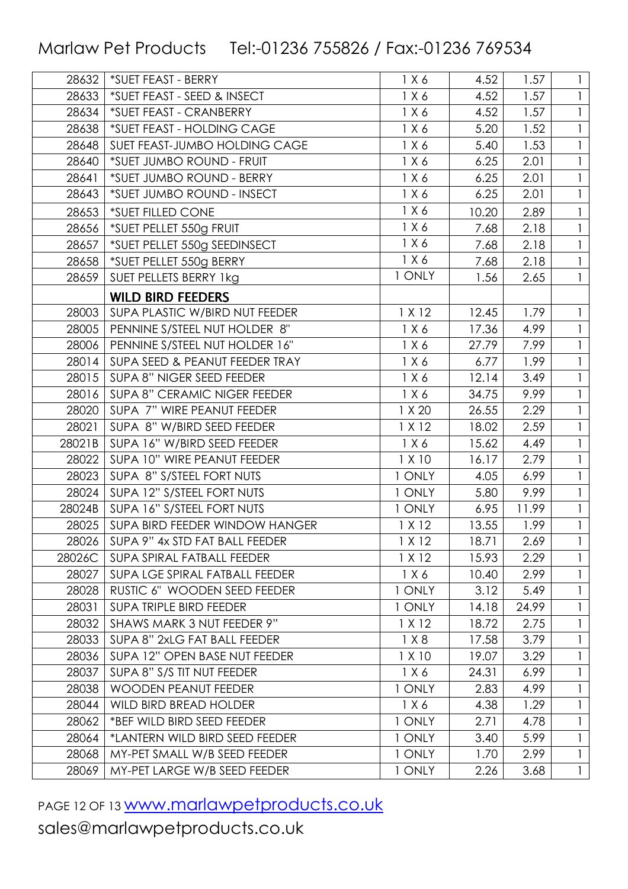| | | | | | |
|---|---|---|---|---|---|
| 28632 | *SUET FEAST - BERRY | 1 X 6 | 4.52 | 1.57 | 1 |
| 28633 | *SUET FEAST - SEED & INSECT | 1 X 6 | 4.52 | 1.57 | 1 |
| 28634 | *SUET FEAST - CRANBERRY | 1 X 6 | 4.52 | 1.57 | 1 |
| 28638 | *SUET FEAST - HOLDING CAGE | 1 X 6 | 5.20 | 1.52 | 1 |
| 28648 | SUET FEAST-JUMBO HOLDING CAGE | 1 X 6 | 5.40 | 1.53 | 1 |
| 28640 | *SUET JUMBO ROUND - FRUIT | 1 X 6 | 6.25 | 2.01 | 1 |
| 28641 | *SUET JUMBO ROUND - BERRY | 1 X 6 | 6.25 | 2.01 | 1 |
| 28643 | *SUET JUMBO ROUND - INSECT | 1 X 6 | 6.25 | 2.01 | 1 |
| 28653 | *SUET FILLED CONE | 1 X 6 | 10.20 | 2.89 | 1 |
| 28656 | *SUET PELLET 550g FRUIT | 1 X 6 | 7.68 | 2.18 | 1 |
| 28657 | *SUET PELLET 550g SEEDINSECT | 1 X 6 | 7.68 | 2.18 | 1 |
| 28658 | *SUET PELLET 550g BERRY | 1 X 6 | 7.68 | 2.18 | 1 |
| 28659 | SUET PELLETS BERRY 1kg | 1 ONLY | 1.56 | 2.65 | 1 |
| | **WILD BIRD FEEDERS** | | | | |
| 28003 | SUPA PLASTIC W/BIRD NUT FEEDER | 1 X 12 | 12.45 | 1.79 | 1 |
| 28005 | PENNINE S/STEEL NUT HOLDER 8" | 1 X 6 | 17.36 | 4.99 | 1 |
| 28006 | PENNINE S/STEEL NUT HOLDER 16" | 1 X 6 | 27.79 | 7.99 | 1 |
| 28014 | SUPA SEED & PEANUT FEEDER TRAY | 1 X 6 | 6.77 | 1.99 | 1 |
| 28015 | SUPA 8" NIGER SEED FEEDER | 1 X 6 | 12.14 | 3.49 | 1 |
| 28016 | SUPA 8" CERAMIC NIGER FEEDER | 1 X 6 | 34.75 | 9.99 | 1 |
| 28020 | SUPA 7" WIRE PEANUT FEEDER | 1 X 20 | 26.55 | 2.29 | 1 |
| 28021 | SUPA 8" W/BIRD SEED FEEDER | 1 X 12 | 18.02 | 2.59 | 1 |
| 28021B | SUPA 16" W/BIRD SEED FEEDER | 1 X 6 | 15.62 | 4.49 | 1 |
| 28022 | SUPA 10" WIRE PEANUT FEEDER | 1 X 10 | 16.17 | 2.79 | 1 |
| 28023 | SUPA 8" S/STEEL FORT NUTS | 1 ONLY | 4.05 | 6.99 | 1 |
| 28024 | SUPA 12" S/STEEL FORT NUTS | 1 ONLY | 5.80 | 9.99 | 1 |
| 28024B | SUPA 16" S/STEEL FORT NUTS | 1 ONLY | 6.95 | 11.99 | 1 |
| 28025 | SUPA BIRD FEEDER WINDOW HANGER | 1 X 12 | 13.55 | 1.99 | 1 |
| 28026 | SUPA 9" 4x STD FAT BALL FEEDER | 1 X 12 | 18.71 | 2.69 | 1 |
| 28026C | SUPA SPIRAL FATBALL FEEDER | 1 X 12 | 15.93 | 2.29 | 1 |
| 28027 | SUPA LGE SPIRAL FATBALL FEEDER | 1 X 6 | 10.40 | 2.99 | 1 |
| 28028 | RUSTIC 6" WOODEN SEED FEEDER | 1 ONLY | 3.12 | 5.49 | 1 |
| 28031 | SUPA TRIPLE BIRD FEEDER | 1 ONLY | 14.18 | 24.99 | 1 |
| 28032 | SHAWS MARK 3 NUT FEEDER 9" | 1 X 12 | 18.72 | 2.75 | 1 |
| 28033 | SUPA 8" 2xLG FAT BALL FEEDER | 1 X 8 | 17.58 | 3.79 | 1 |
| 28036 | SUPA 12" OPEN BASE NUT FEEDER | 1 X 10 | 19.07 | 3.29 | 1 |
| 28037 | SUPA 8" S/S TIT NUT FEEDER | 1 X 6 | 24.31 | 6.99 | 1 |
| 28038 | WOODEN PEANUT FEEDER | 1 ONLY | 2.83 | 4.99 | 1 |
| 28044 | WILD BIRD BREAD HOLDER | 1 X 6 | 4.38 | 1.29 | 1 |
| 28062 | *BEF WILD BIRD SEED FEEDER | 1 ONLY | 2.71 | 4.78 | 1 |
| 28064 | *LANTERN WILD BIRD SEED FEEDER | 1 ONLY | 3.40 | 5.99 | 1 |
| 28068 | MY-PET SMALL W/B SEED FEEDER | 1 ONLY | 1.70 | 2.99 | 1 |
| 28069 | MY-PET LARGE W/B SEED FEEDER | 1 ONLY | 2.26 | 3.68 | 1 |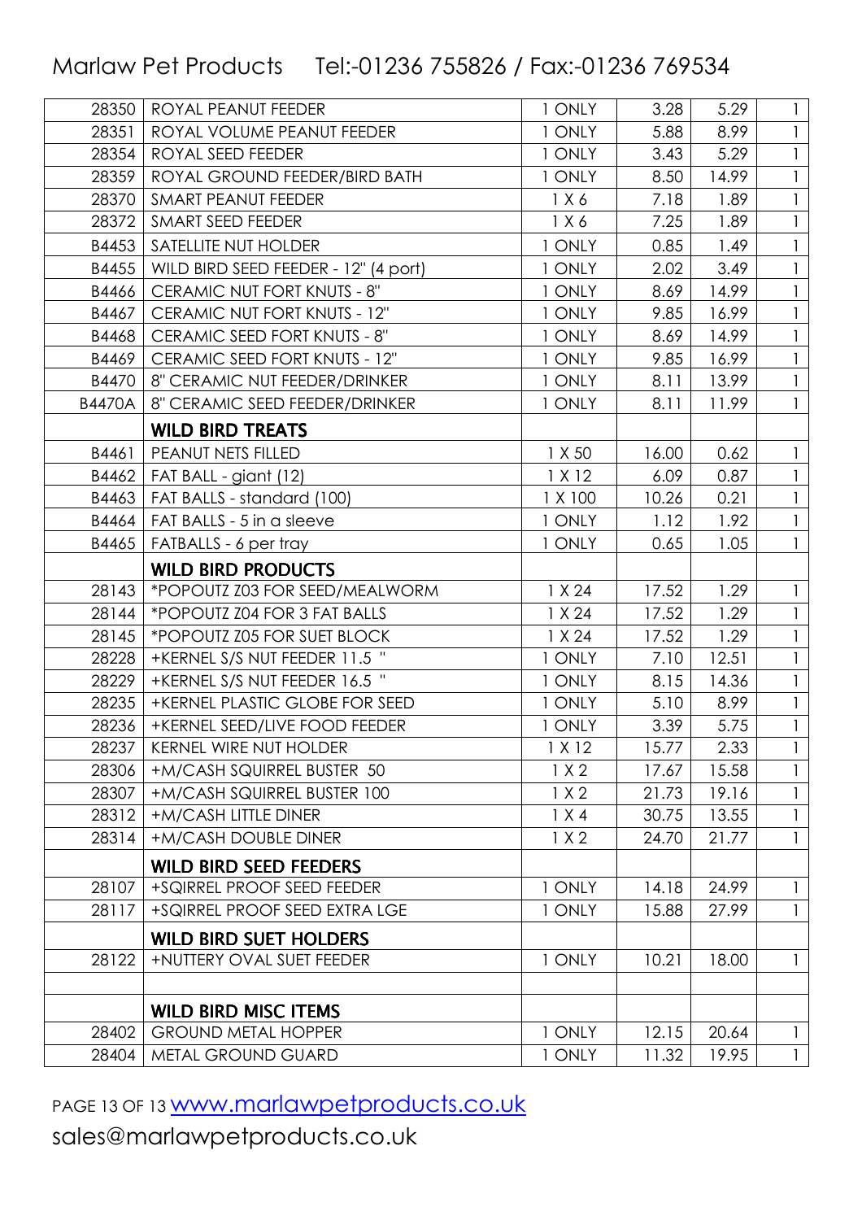| | | | | | |
|---|---|---|---|---|---|
| 28350 | ROYAL PEANUT FEEDER | 1 ONLY | 3.28 | 5.29 | 1 |
| 28351 | ROYAL VOLUME PEANUT FEEDER | 1 ONLY | 5.88 | 8.99 | 1 |
| 28354 | ROYAL SEED FEEDER | 1 ONLY | 3.43 | 5.29 | 1 |
| 28359 | ROYAL GROUND FEEDER/BIRD BATH | 1 ONLY | 8.50 | 14.99 | 1 |
| 28370 | SMART PEANUT FEEDER | 1 X 6 | 7.18 | 1.89 | 1 |
| 28372 | SMART SEED FEEDER | 1 X 6 | 7.25 | 1.89 | 1 |
| B4453 | SATELLITE NUT HOLDER | 1 ONLY | 0.85 | 1.49 | 1 |
| B4455 | WILD BIRD SEED FEEDER - 12" (4 port) | 1 ONLY | 2.02 | 3.49 | 1 |
| B4466 | CERAMIC NUT FORT KNUTS - 8" | 1 ONLY | 8.69 | 14.99 | 1 |
| B4467 | CERAMIC NUT FORT KNUTS - 12" | 1 ONLY | 9.85 | 16.99 | 1 |
| B4468 | CERAMIC SEED FORT KNUTS - 8" | 1 ONLY | 8.69 | 14.99 | 1 |
| B4469 | CERAMIC SEED FORT KNUTS - 12" | 1 ONLY | 9.85 | 16.99 | 1 |
| B4470 | 8" CERAMIC NUT FEEDER/DRINKER | 1 ONLY | 8.11 | 13.99 | 1 |
| B4470A | 8" CERAMIC SEED FEEDER/DRINKER | 1 ONLY | 8.11 | 11.99 | 1 |
| | **WILD BIRD TREATS** | | | | |
| B4461 | PEANUT NETS FILLED | 1 X 50 | 16.00 | 0.62 | 1 |
| B4462 | FAT BALL - giant (12) | 1 X 12 | 6.09 | 0.87 | 1 |
| B4463 | FAT BALLS - standard (100) | 1 X 100 | 10.26 | 0.21 | 1 |
| B4464 | FAT BALLS - 5 in a sleeve | 1 ONLY | 1.12 | 1.92 | 1 |
| B4465 | FATBALLS - 6 per tray | 1 ONLY | 0.65 | 1.05 | 1 |
| | **WILD BIRD PRODUCTS** | | | | |
| 28143 | *POPOUTZ Z03 FOR SEED/MEALWORM | 1 X 24 | 17.52 | 1.29 | 1 |
| 28144 | *POPOUTZ Z04 FOR 3 FAT BALLS | 1 X 24 | 17.52 | 1.29 | 1 |
| 28145 | *POPOUTZ Z05 FOR SUET BLOCK | 1 X 24 | 17.52 | 1.29 | 1 |
| 28228 | +KERNEL S/S NUT FEEDER 11.5 " | 1 ONLY | 7.10 | 12.51 | 1 |
| 28229 | +KERNEL S/S NUT FEEDER 16.5 " | 1 ONLY | 8.15 | 14.36 | 1 |
| 28235 | +KERNEL PLASTIC GLOBE FOR SEED | 1 ONLY | 5.10 | 8.99 | 1 |
| 28236 | +KERNEL SEED/LIVE FOOD FEEDER | 1 ONLY | 3.39 | 5.75 | 1 |
| 28237 | KERNEL WIRE NUT HOLDER | 1 X 12 | 15.77 | 2.33 | 1 |
| 28306 | +M/CASH SQUIRREL BUSTER 50 | 1 X 2 | 17.67 | 15.58 | 1 |
| 28307 | +M/CASH SQUIRREL BUSTER 100 | 1 X 2 | 21.73 | 19.16 | 1 |
| 28312 | +M/CASH LITTLE DINER | 1 X 4 | 30.75 | 13.55 | 1 |
| 28314 | +M/CASH DOUBLE DINER | 1 X 2 | 24.70 | 21.77 | 1 |
| | **WILD BIRD SEED FEEDERS** | | | | |
| 28107 | +SQIRREL PROOF SEED FEEDER | 1 ONLY | 14.18 | 24.99 | 1 |
| 28117 | +SQIRREL PROOF SEED EXTRA LGE | 1 ONLY | 15.88 | 27.99 | 1 |
| | **WILD BIRD SUET HOLDERS** | | | | |
| 28122 | +NUTTERY OVAL SUET FEEDER | 1 ONLY | 10.21 | 18.00 | 1 |
| | | | | | |
| | **WILD BIRD MISC ITEMS** | | | | |
| 28402 | GROUND METAL HOPPER | 1 ONLY | 12.15 | 20.64 | 1 |
| 28404 | METAL GROUND GUARD | 1 ONLY | 11.32 | 19.95 | 1 |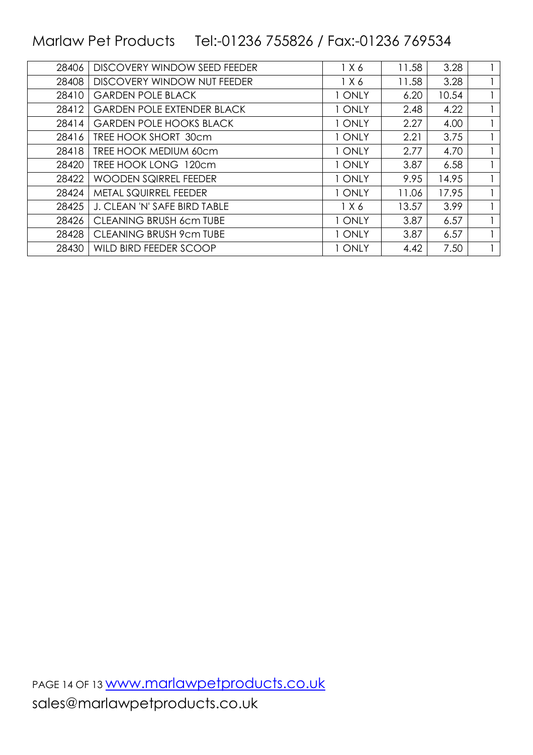| | | | | | |
|---|---|---|---|---|---|
| 28406 | DISCOVERY WINDOW SEED FEEDER | 1 X 6 | 11.58 | 3.28 | 1 |
| 28408 | DISCOVERY WINDOW NUT FEEDER | 1 X 6 | 11.58 | 3.28 | 1 |
| 28410 | GARDEN POLE BLACK | 1 ONLY | 6.20 | 10.54 | 1 |
| 28412 | GARDEN POLE EXTENDER BLACK | 1 ONLY | 2.48 | 4.22 | 1 |
| 28414 | GARDEN POLE HOOKS BLACK | 1 ONLY | 2.27 | 4.00 | 1 |
| 28416 | TREE HOOK SHORT 30cm | 1 ONLY | 2.21 | 3.75 | 1 |
| 28418 | TREE HOOK MEDIUM 60cm | 1 ONLY | 2.77 | 4.70 | 1 |
| 28420 | TREE HOOK LONG 120cm | 1 ONLY | 3.87 | 6.58 | 1 |
| 28422 | WOODEN SQIRREL FEEDER | 1 ONLY | 9.95 | 14.95 | 1 |
| 28424 | METAL SQUIRREL FEEDER | 1 ONLY | 11.06 | 17.95 | 1 |
| 28425 | J. CLEAN 'N' SAFE BIRD TABLE | 1 X 6 | 13.57 | 3.99 | 1 |
| 28426 | CLEANING BRUSH 6cm TUBE | 1 ONLY | 3.87 | 6.57 | 1 |
| 28428 | CLEANING BRUSH 9cm TUBE | 1 ONLY | 3.87 | 6.57 | 1 |
| 28430 | WILD BIRD FEEDER SCOOP | 1 ONLY | 4.42 | 7.50 | 1 |